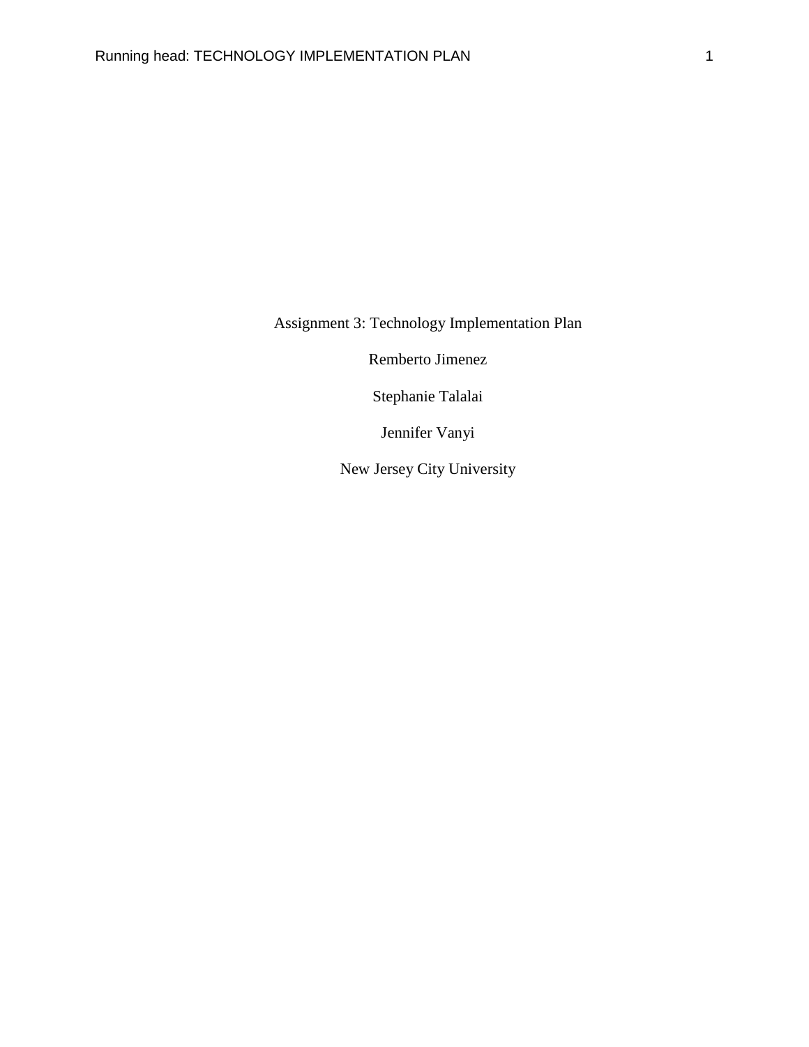Assignment 3: Technology Implementation Plan

Remberto Jimenez

Stephanie Talalai

Jennifer Vanyi

New Jersey City University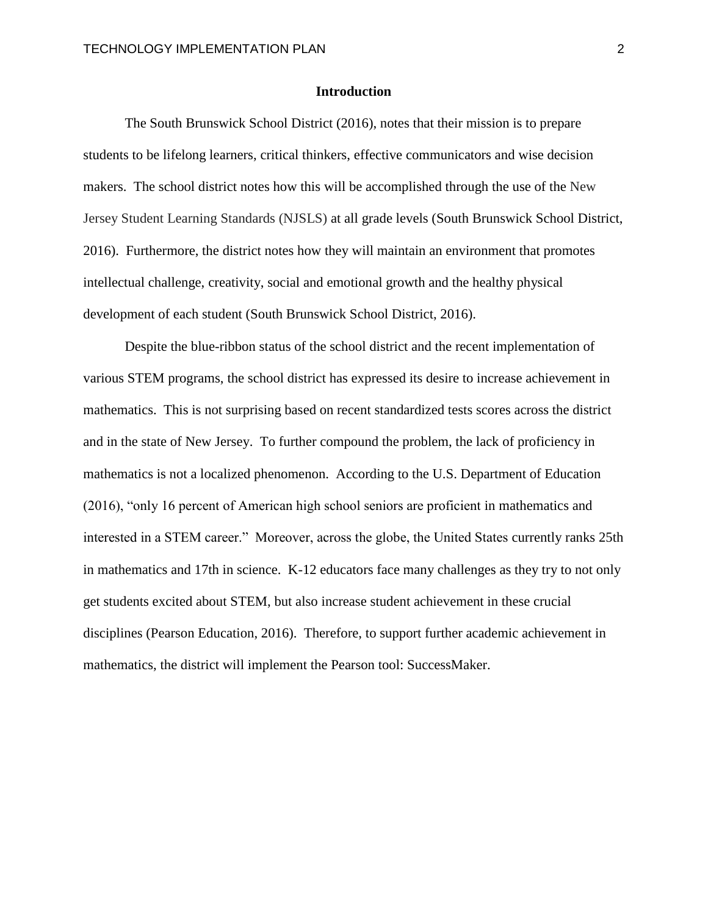## Introduction

The South Brunswick School District (2016), notes that their mission is to prepare students to be lifelong learners, critical thinkers, effective communicators and wise decision makers. The school district notes how this will be accomplished through the use of the New Jersey Student Learning Standards (NJSLS) at all grade levels (South Brunswick School District, 2016). Furthermore, the district notes how they will maintain an environment that promotes intellectual challenge, creativity, social and emotional growth and the healthy physical development of each student (South Brunswick School District, 2016).

Despite the blue-ribbon status of the school district and the recent implementation of various STEM programs, the school district has expressed its desire to increase achievement in mathematics. This is not surprising based on recent standardized tests scores across the district and in the state of New Jersey. To further compound the problem, the lack of proficiency in mathematics is not a localized phenomenon. According to the U.S. Department of Education (2016), "only 16 percent of American high school seniors are proficient in mathematics and interested in a STEM career." Moreover, across the globe, the United States currently ranks 25th in mathematics and 17th in science. K-12 educators face many challenges as they try to not only get students excited about STEM, but also increase student achievement in these crucial disciplines (Pearson Education, 2016). Therefore, to support further academic achievement in mathematics, the district will implement the Pearson tool: SuccessMaker.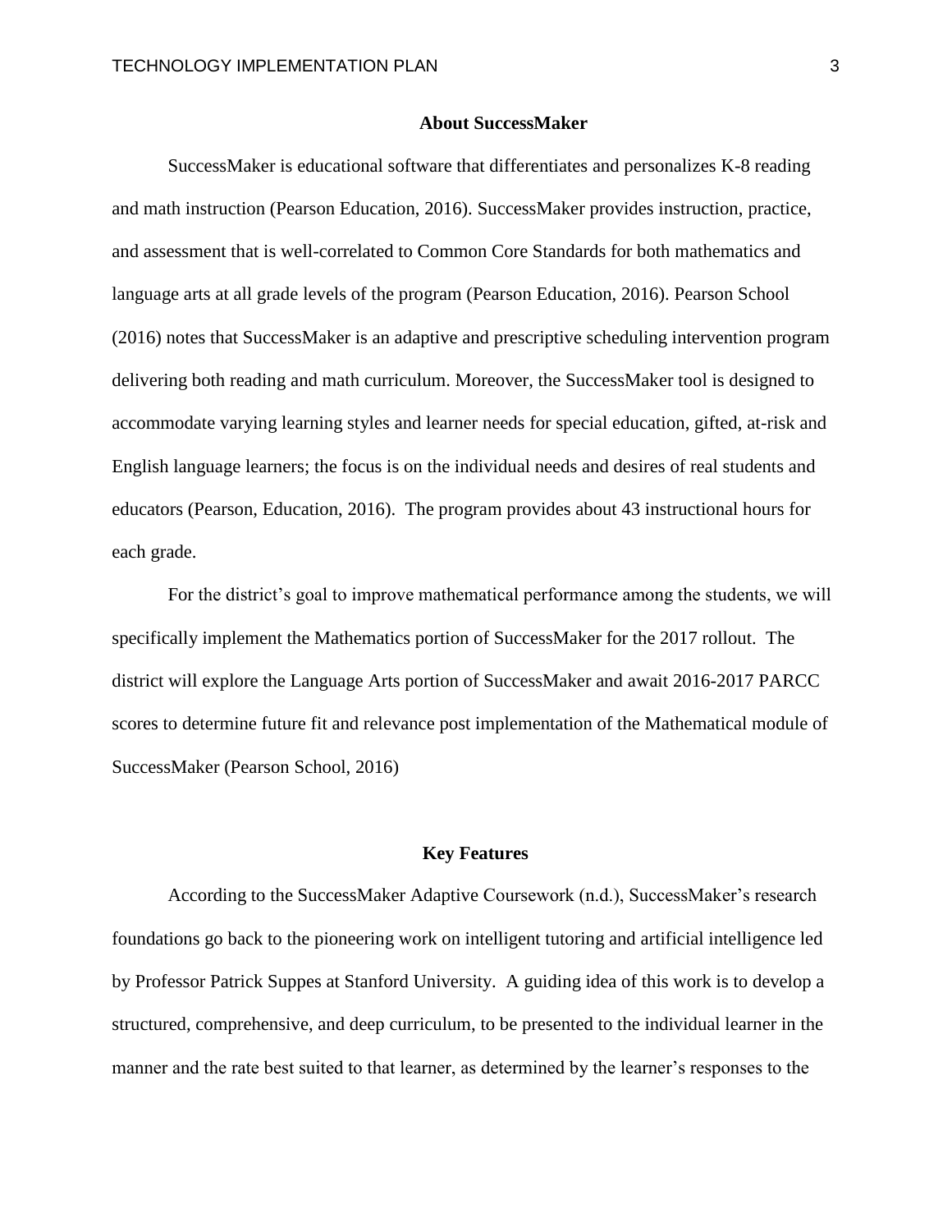## About SuccessMaker

SuccessMaker is educational software that differentiates and personalizes K-8 reading and math instruction (Pearson Education, 2016). SuccessMaker provides instruction, practice, and assessment that is well-correlated to Common Core Standards for both mathematics and language arts at all grade levels of the program (Pearson Education, 2016). Pearson School (2016) notes that SuccessMaker is an adaptive and prescriptive scheduling intervention program delivering both reading and math curriculum. Moreover, the SuccessMaker tool is designed to accommodate varying learning styles and learner needs for special education, gifted, at-risk and English language learners; the focus is on the individual needs and desires of real students and educators (Pearson, Education, 2016). The program provides about 43 instructional hours for each grade.

For the district's goal to improve mathematical performance among the students, we will specifically implement the Mathematics portion of SuccessMaker for the 2017 rollout. The district will explore the Language Arts portion of SuccessMaker and await 2016-2017 PARCC scores to determine future fit and relevance post implementation of the Mathematical module of SuccessMaker (Pearson School, 2016)

## Key Features

According to the SuccessMaker Adaptive Coursework (n.d.), SuccessMaker's research foundations go back to the pioneering work on intelligent tutoring and artificial intelligence led by Professor Patrick Suppes at Stanford University. A guiding idea of this work is to develop a structured, comprehensive, and deep curriculum, to be presented to the individual learner in the manner and the rate best suited to that learner, as determined by the learner's responses to the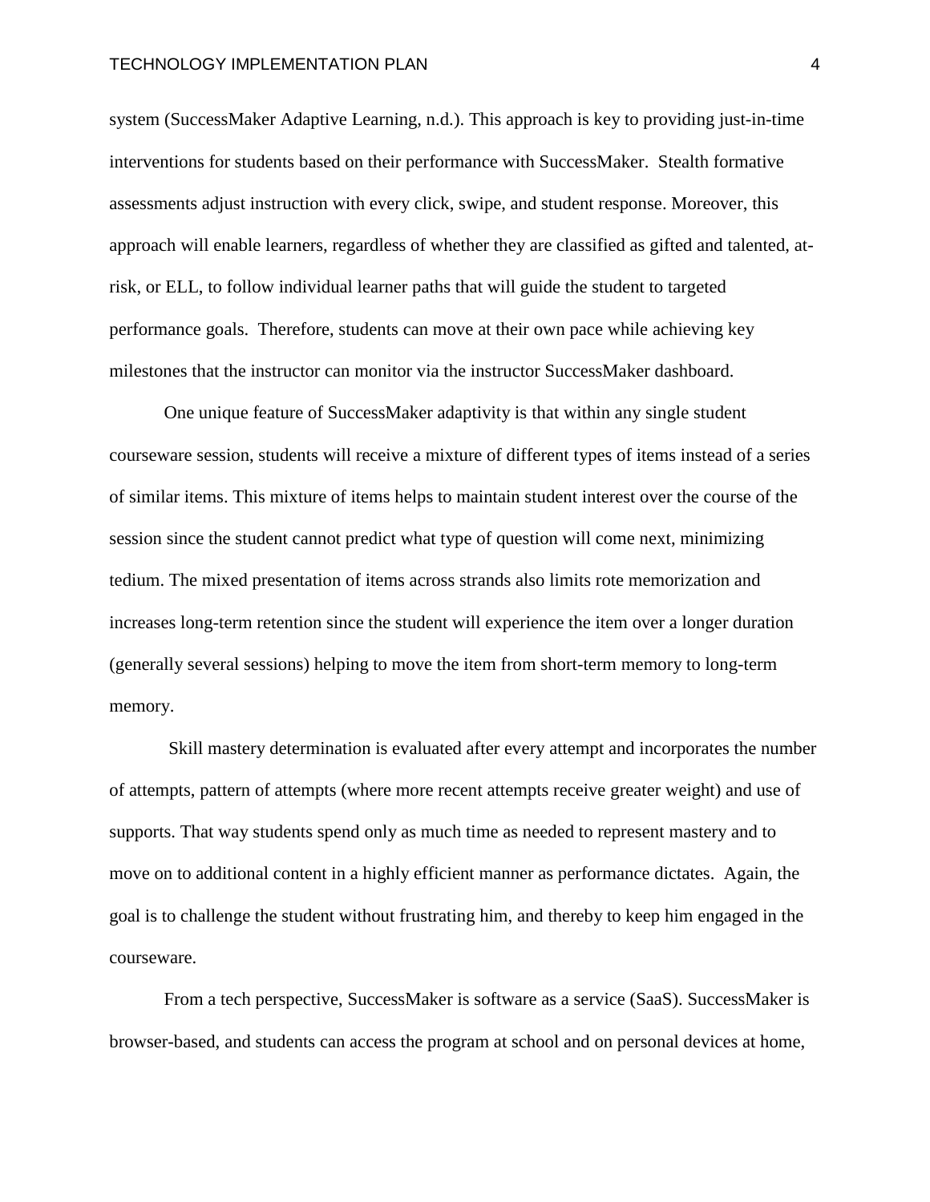system (SuccessMaker Adaptive Learning, n.d.). This approach is key to providing just-in-time interventions for students based on their performance with SuccessMaker. Stealth formative assessments adjust instruction with every click, swipe, and student response. Moreover, this approach will enable learners, regardless of whether they are classified as gifted and talented, at-risk, or ELL, to follow individual learner paths that will guide the student to targeted performance goals. Therefore, students can move at their own pace while achieving key milestones that the instructor can monitor via the instructor SuccessMaker dashboard.

One unique feature of SuccessMaker adaptivity is that within any single student courseware session, students will receive a mixture of different types of items instead of a series of similar items. This mixture of items helps to maintain student interest over the course of the session since the student cannot predict what type of question will come next, minimizing tedium. The mixed presentation of items across strands also limits rote memorization and increases long-term retention since the student will experience the item over a longer duration (generally several sessions) helping to move the item from short-term memory to long-term memory.

Skill mastery determination is evaluated after every attempt and incorporates the number of attempts, pattern of attempts (where more recent attempts receive greater weight) and use of supports. That way students spend only as much time as needed to represent mastery and to move on to additional content in a highly efficient manner as performance dictates. Again, the goal is to challenge the student without frustrating him, and thereby to keep him engaged in the courseware.

From a tech perspective, SuccessMaker is software as a service (SaaS). SuccessMaker is browser-based, and students can access the program at school and on personal devices at home,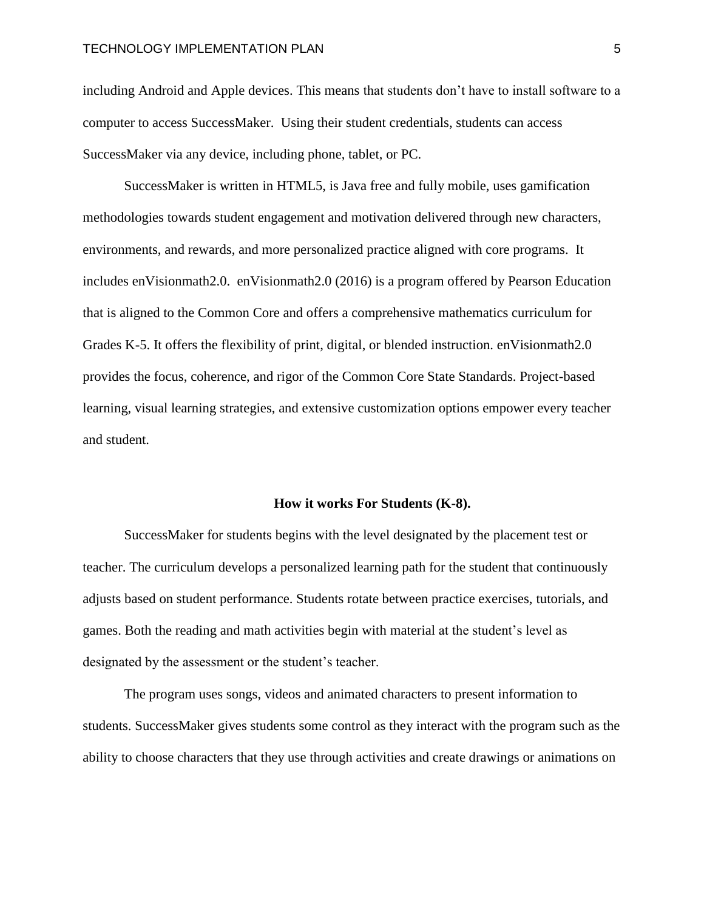including Android and Apple devices. This means that students don't have to install software to a computer to access SuccessMaker. Using their student credentials, students can access SuccessMaker via any device, including phone, tablet, or PC.

SuccessMaker is written in HTML5, is Java free and fully mobile, uses gamification methodologies towards student engagement and motivation delivered through new characters, environments, and rewards, and more personalized practice aligned with core programs. It includes enVisionmath2.0. enVisionmath2.0 (2016) is a program offered by Pearson Education that is aligned to the Common Core and offers a comprehensive mathematics curriculum for Grades K-5. It offers the flexibility of print, digital, or blended instruction. enVisionmath2.0 provides the focus, coherence, and rigor of the Common Core State Standards. Project-based learning, visual learning strategies, and extensive customization options empower every teacher and student.

## How it works For Students (K-8).

SuccessMaker for students begins with the level designated by the placement test or teacher. The curriculum develops a personalized learning path for the student that continuously adjusts based on student performance. Students rotate between practice exercises, tutorials, and games. Both the reading and math activities begin with material at the student's level as designated by the assessment or the student's teacher.

The program uses songs, videos and animated characters to present information to students. SuccessMaker gives students some control as they interact with the program such as the ability to choose characters that they use through activities and create drawings or animations on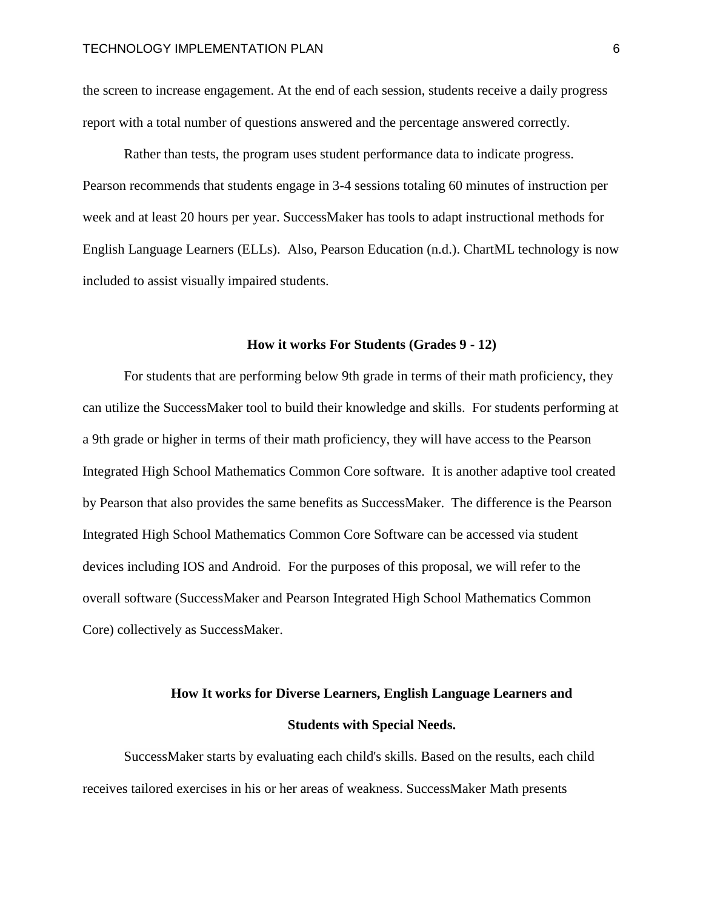the screen to increase engagement. At the end of each session, students receive a daily progress report with a total number of questions answered and the percentage answered correctly.

Rather than tests, the program uses student performance data to indicate progress. Pearson recommends that students engage in 3-4 sessions totaling 60 minutes of instruction per week and at least 20 hours per year. SuccessMaker has tools to adapt instructional methods for English Language Learners (ELLs). Also, Pearson Education (n.d.). ChartML technology is now included to assist visually impaired students.

## How it works For Students (Grades 9 - 12)

For students that are performing below 9th grade in terms of their math proficiency, they can utilize the SuccessMaker tool to build their knowledge and skills. For students performing at a 9th grade or higher in terms of their math proficiency, they will have access to the Pearson Integrated High School Mathematics Common Core software. It is another adaptive tool created by Pearson that also provides the same benefits as SuccessMaker. The difference is the Pearson Integrated High School Mathematics Common Core Software can be accessed via student devices including IOS and Android. For the purposes of this proposal, we will refer to the overall software (SuccessMaker and Pearson Integrated High School Mathematics Common Core) collectively as SuccessMaker.

## How It works for Diverse Learners, English Language Learners and Students with Special Needs.

SuccessMaker starts by evaluating each child's skills. Based on the results, each child receives tailored exercises in his or her areas of weakness. SuccessMaker Math presents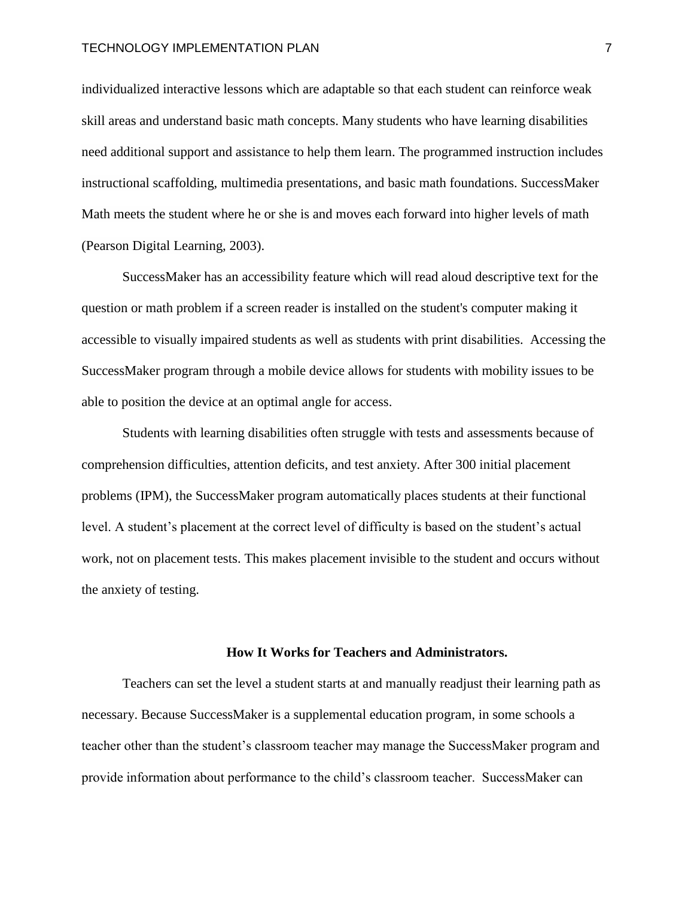individualized interactive lessons which are adaptable so that each student can reinforce weak skill areas and understand basic math concepts. Many students who have learning disabilities need additional support and assistance to help them learn. The programmed instruction includes instructional scaffolding, multimedia presentations, and basic math foundations. SuccessMaker Math meets the student where he or she is and moves each forward into higher levels of math (Pearson Digital Learning, 2003).

SuccessMaker has an accessibility feature which will read aloud descriptive text for the question or math problem if a screen reader is installed on the student's computer making it accessible to visually impaired students as well as students with print disabilities. Accessing the SuccessMaker program through a mobile device allows for students with mobility issues to be able to position the device at an optimal angle for access.

Students with learning disabilities often struggle with tests and assessments because of comprehension difficulties, attention deficits, and test anxiety. After 300 initial placement problems (IPM), the SuccessMaker program automatically places students at their functional level. A student's placement at the correct level of difficulty is based on the student's actual work, not on placement tests. This makes placement invisible to the student and occurs without the anxiety of testing.

### How It Works for Teachers and Administrators.

Teachers can set the level a student starts at and manually readjust their learning path as necessary. Because SuccessMaker is a supplemental education program, in some schools a teacher other than the student's classroom teacher may manage the SuccessMaker program and provide information about performance to the child's classroom teacher. SuccessMaker can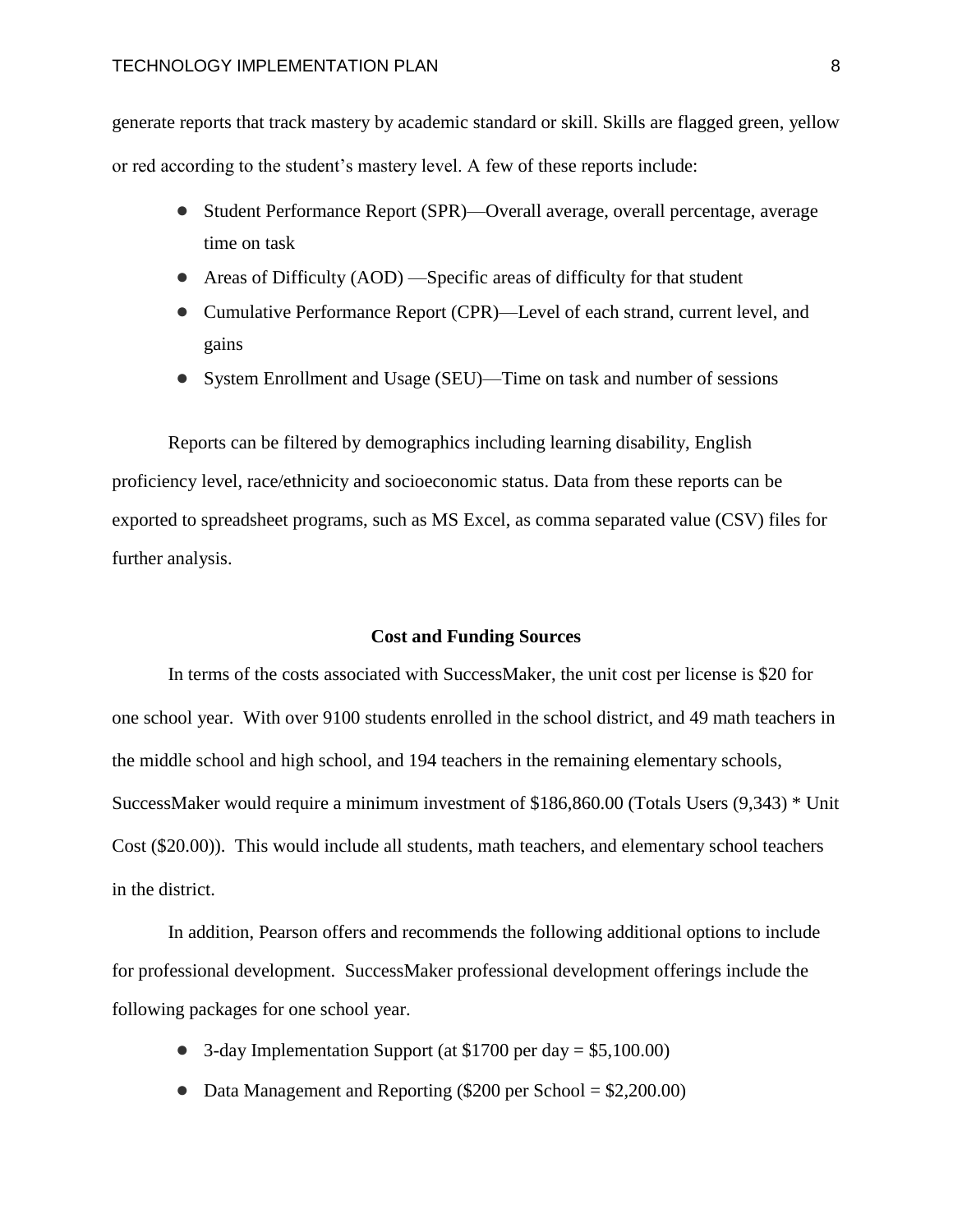generate reports that track mastery by academic standard or skill. Skills are flagged green, yellow or red according to the student's mastery level. A few of these reports include:

- Student Performance Report (SPR)—Overall average, overall percentage, average time on task
- Areas of Difficulty (AOD) —Specific areas of difficulty for that student
- Cumulative Performance Report (CPR)—Level of each strand, current level, and gains
- System Enrollment and Usage (SEU)—Time on task and number of sessions

Reports can be filtered by demographics including learning disability, English proficiency level, race/ethnicity and socioeconomic status. Data from these reports can be exported to spreadsheet programs, such as MS Excel, as comma separated value (CSV) files for further analysis.

**Cost and Funding Sources**

In terms of the costs associated with SuccessMaker, the unit cost per license is $20 for one school year. With over 9100 students enrolled in the school district, and 49 math teachers in the middle school and high school, and 194 teachers in the remaining elementary schools, SuccessMaker would require a minimum investment of $186,860.00 (Totals Users (9,343) * Unit Cost ($20.00)). This would include all students, math teachers, and elementary school teachers in the district.

In addition, Pearson offers and recommends the following additional options to include for professional development. SuccessMaker professional development offerings include the following packages for one school year.

- 3-day Implementation Support (at $1700 per day = $5,100.00)
- Data Management and Reporting ($200 per School = $2,200.00)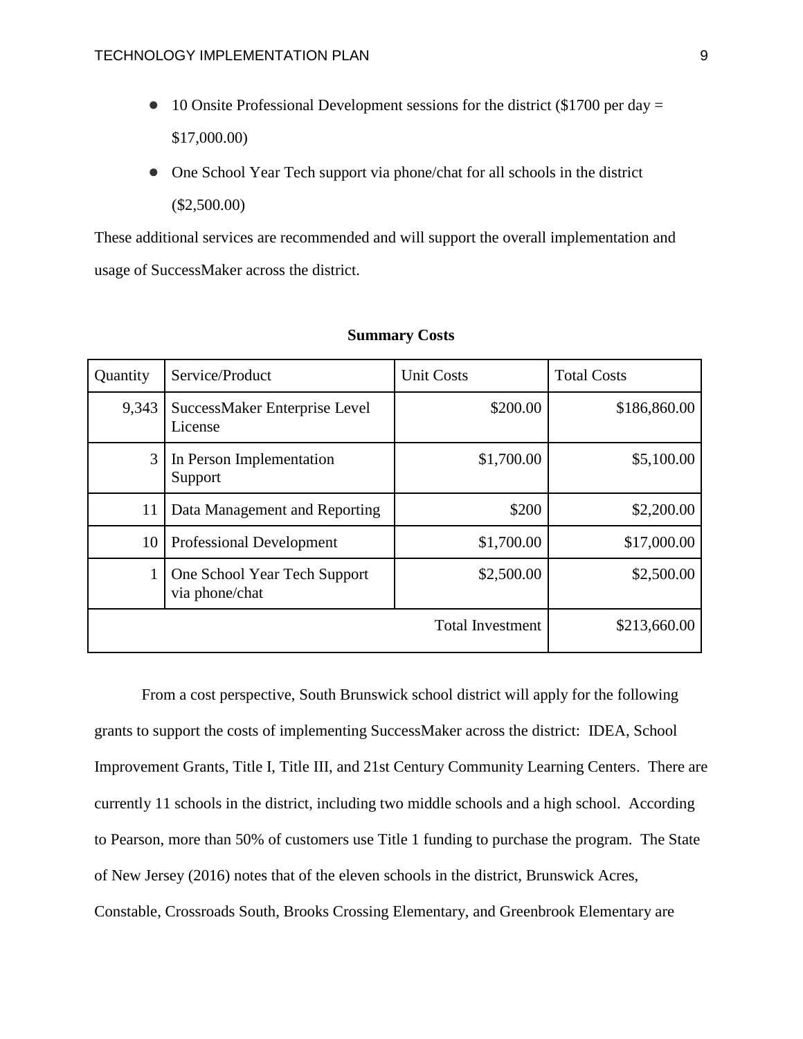- 10 Onsite Professional Development sessions for the district ($1700 per day = $17,000.00)
- One School Year Tech support via phone/chat for all schools in the district ($2,500.00)

These additional services are recommended and will support the overall implementation and usage of SuccessMaker across the district.

**Summary Costs**

| Quantity | Service/Product | Unit Costs | Total Costs |
| --- | --- | --- | --- |
| 9,343 | SuccessMaker Enterprise Level License | $200.00 | $186,860.00 |
| 3 | In Person Implementation Support | $1,700.00 | $5,100.00 |
| 11 | Data Management and Reporting | $200 | $2,200.00 |
| 10 | Professional Development | $1,700.00 | $17,000.00 |
| 1 | One School Year Tech Support via phone/chat | $2,500.00 | $2,500.00 |
| | | Total Investment | $213,660.00 |

From a cost perspective, South Brunswick school district will apply for the following grants to support the costs of implementing SuccessMaker across the district: IDEA, School Improvement Grants, Title I, Title III, and 21st Century Community Learning Centers. There are currently 11 schools in the district, including two middle schools and a high school. According to Pearson, more than 50% of customers use Title 1 funding to purchase the program. The State of New Jersey (2016) notes that of the eleven schools in the district, Brunswick Acres, Constable, Crossroads South, Brooks Crossing Elementary, and Greenbrook Elementary are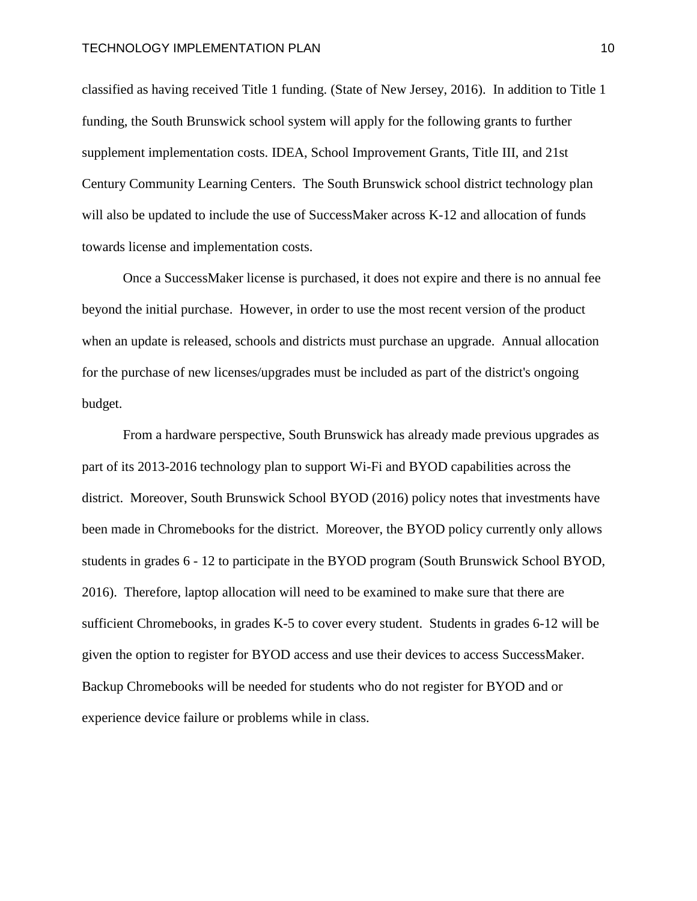classified as having received Title 1 funding. (State of New Jersey, 2016). In addition to Title 1 funding, the South Brunswick school system will apply for the following grants to further supplement implementation costs. IDEA, School Improvement Grants, Title III, and 21st Century Community Learning Centers. The South Brunswick school district technology plan will also be updated to include the use of SuccessMaker across K-12 and allocation of funds towards license and implementation costs.

Once a SuccessMaker license is purchased, it does not expire and there is no annual fee beyond the initial purchase. However, in order to use the most recent version of the product when an update is released, schools and districts must purchase an upgrade. Annual allocation for the purchase of new licenses/upgrades must be included as part of the district's ongoing budget.

From a hardware perspective, South Brunswick has already made previous upgrades as part of its 2013-2016 technology plan to support Wi-Fi and BYOD capabilities across the district. Moreover, South Brunswick School BYOD (2016) policy notes that investments have been made in Chromebooks for the district. Moreover, the BYOD policy currently only allows students in grades 6 - 12 to participate in the BYOD program (South Brunswick School BYOD, 2016). Therefore, laptop allocation will need to be examined to make sure that there are sufficient Chromebooks, in grades K-5 to cover every student. Students in grades 6-12 will be given the option to register for BYOD access and use their devices to access SuccessMaker. Backup Chromebooks will be needed for students who do not register for BYOD and or experience device failure or problems while in class.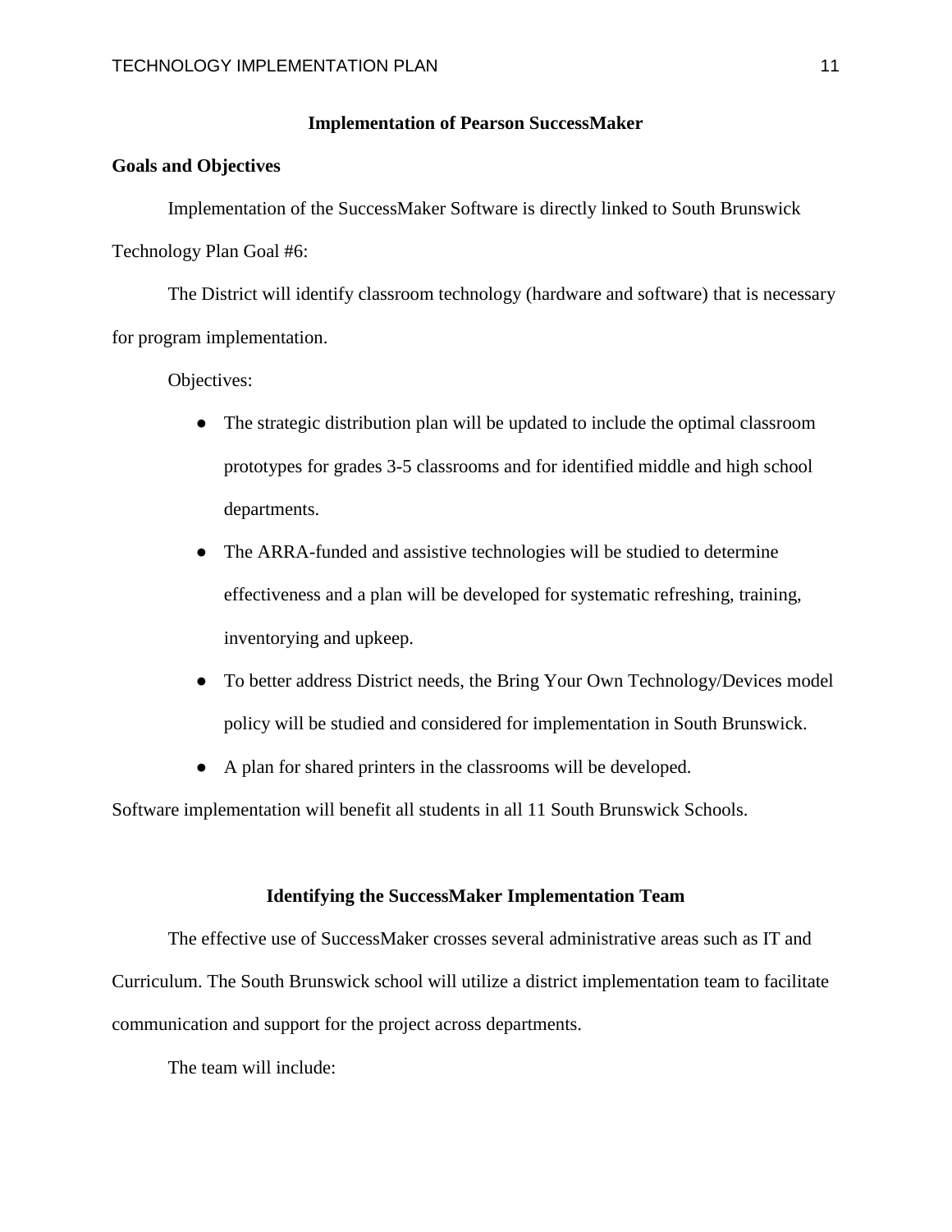## Implementation of Pearson SuccessMaker

### Goals and Objectives

Implementation of the SuccessMaker Software is directly linked to South Brunswick Technology Plan Goal #6:

The District will identify classroom technology (hardware and software) that is necessary for program implementation.

Objectives:

- The strategic distribution plan will be updated to include the optimal classroom prototypes for grades 3-5 classrooms and for identified middle and high school departments.
- The ARRA-funded and assistive technologies will be studied to determine effectiveness and a plan will be developed for systematic refreshing, training, inventorying and upkeep.
- To better address District needs, the Bring Your Own Technology/Devices model policy will be studied and considered for implementation in South Brunswick.
- A plan for shared printers in the classrooms will be developed.

Software implementation will benefit all students in all 11 South Brunswick Schools.

## Identifying the SuccessMaker Implementation Team

The effective use of SuccessMaker crosses several administrative areas such as IT and Curriculum. The South Brunswick school will utilize a district implementation team to facilitate communication and support for the project across departments.

The team will include: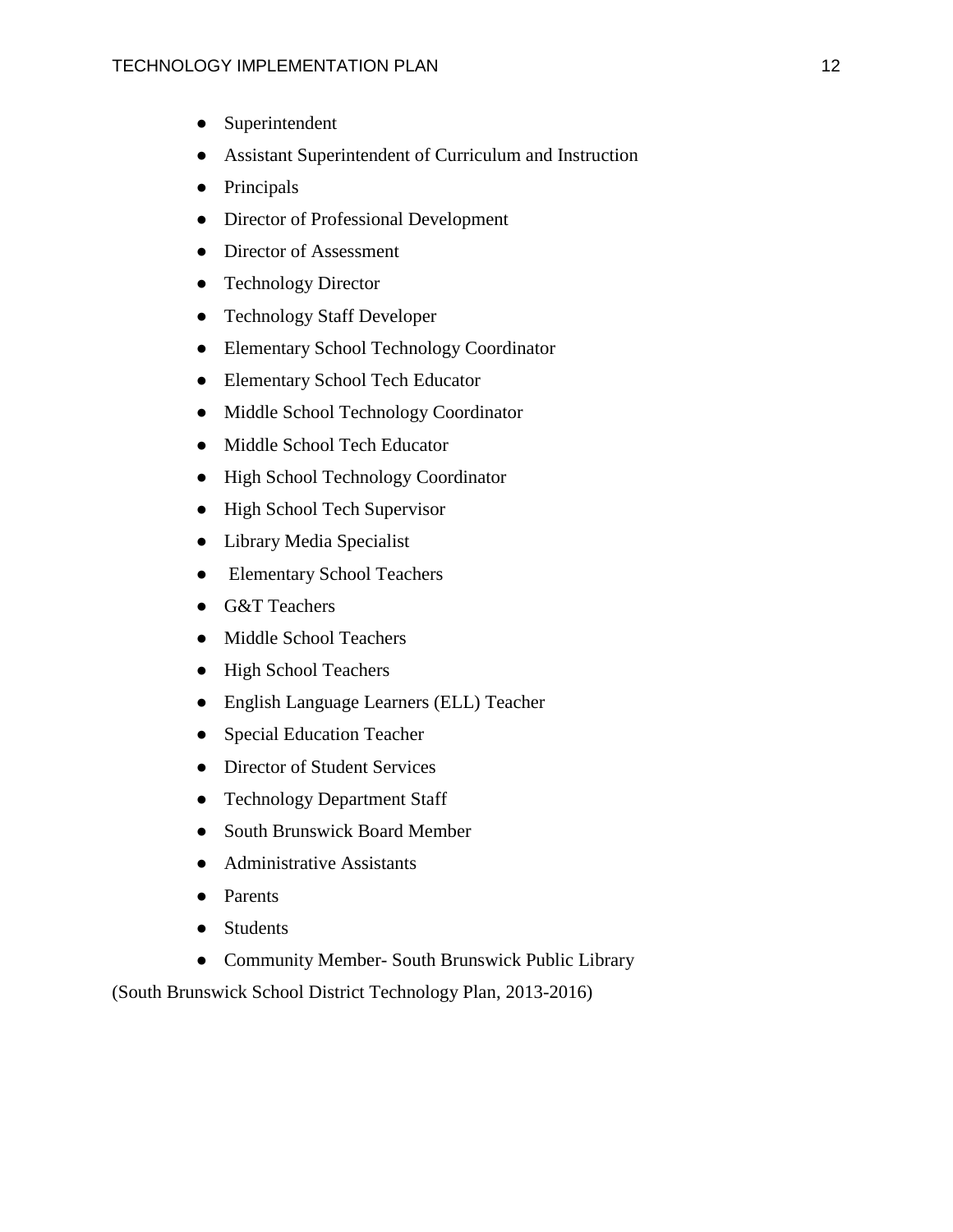- Superintendent
- Assistant Superintendent of Curriculum and Instruction
- Principals
- Director of Professional Development
- Director of Assessment
- Technology Director
- Technology Staff Developer
- Elementary School Technology Coordinator
- Elementary School Tech Educator
- Middle School Technology Coordinator
- Middle School Tech Educator
- High School Technology Coordinator
- High School Tech Supervisor
- Library Media Specialist
- Elementary School Teachers
- G&T Teachers
- Middle School Teachers
- High School Teachers
- English Language Learners (ELL) Teacher
- Special Education Teacher
- Director of Student Services
- Technology Department Staff
- South Brunswick Board Member
- Administrative Assistants
- Parents
- Students
- Community Member- South Brunswick Public Library

(South Brunswick School District Technology Plan, 2013-2016)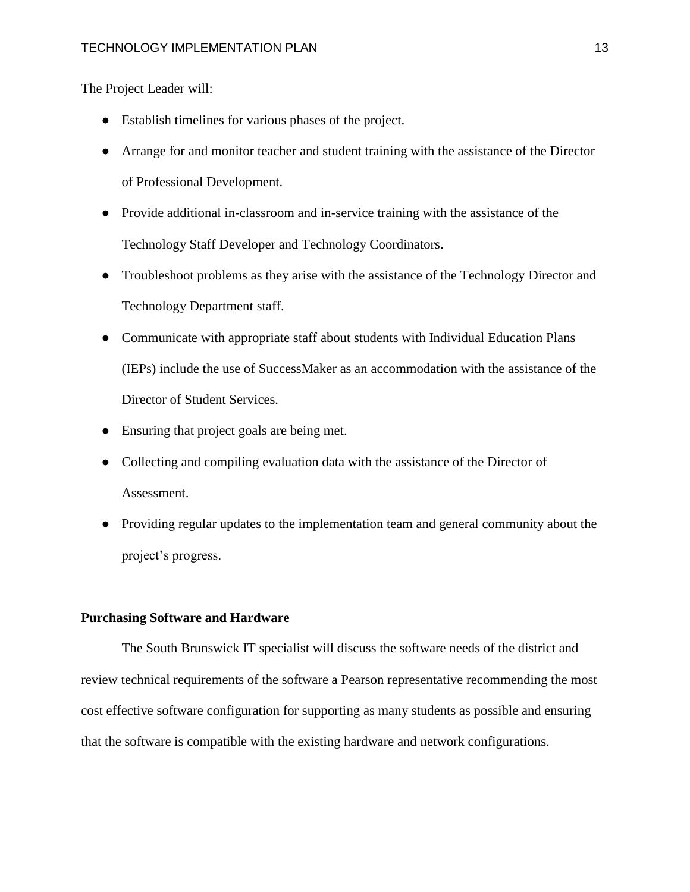The Project Leader will:

- Establish timelines for various phases of the project.
- Arrange for and monitor teacher and student training with the assistance of the Director of Professional Development.
- Provide additional in-classroom and in-service training with the assistance of the Technology Staff Developer and Technology Coordinators.
- Troubleshoot problems as they arise with the assistance of the Technology Director and Technology Department staff.
- Communicate with appropriate staff about students with Individual Education Plans (IEPs) include the use of SuccessMaker as an accommodation with the assistance of the Director of Student Services.
- Ensuring that project goals are being met.
- Collecting and compiling evaluation data with the assistance of the Director of Assessment.
- Providing regular updates to the implementation team and general community about the project's progress.

**Purchasing Software and Hardware**

The South Brunswick IT specialist will discuss the software needs of the district and review technical requirements of the software a Pearson representative recommending the most cost effective software configuration for supporting as many students as possible and ensuring that the software is compatible with the existing hardware and network configurations.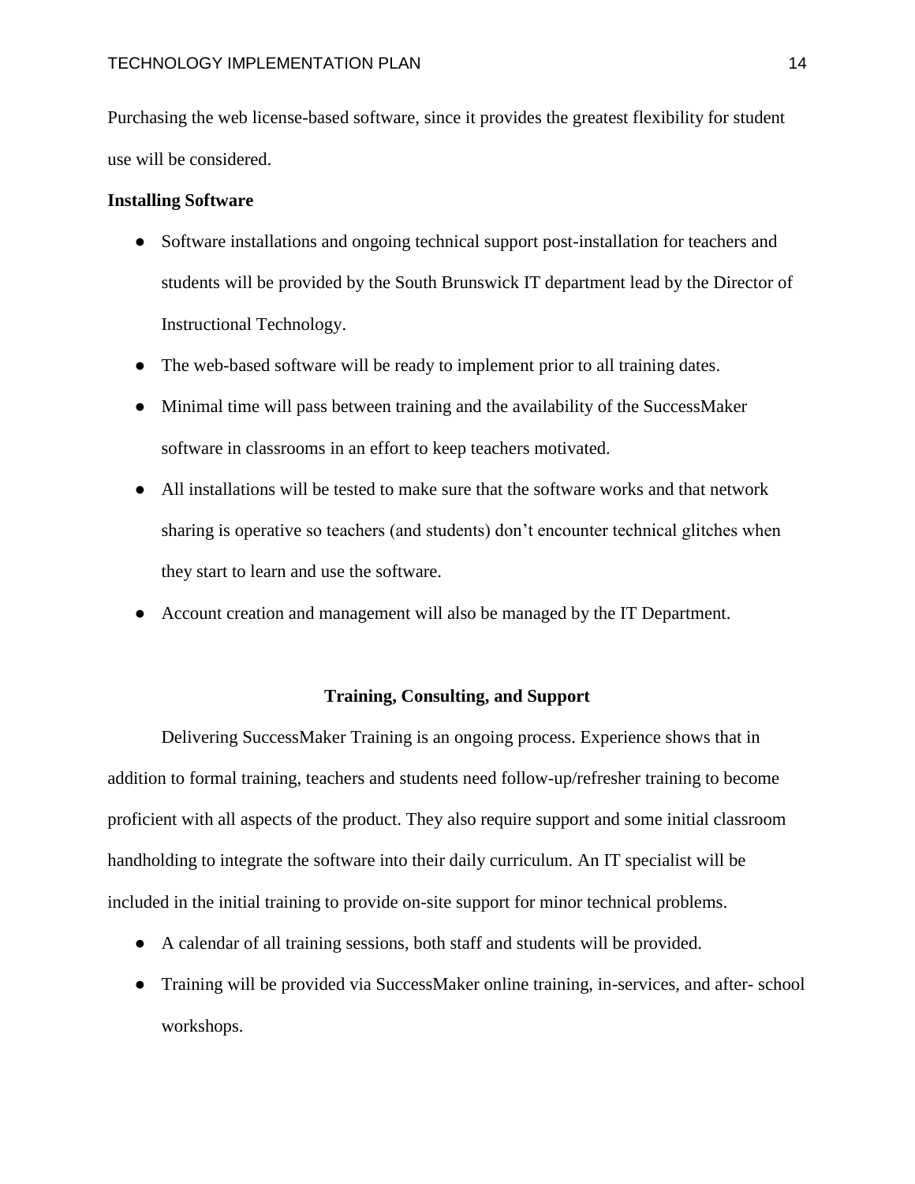Purchasing the web license-based software, since it provides the greatest flexibility for student use will be considered.

**Installing Software**

- Software installations and ongoing technical support post-installation for teachers and students will be provided by the South Brunswick IT department lead by the Director of Instructional Technology.
- The web-based software will be ready to implement prior to all training dates.
- Minimal time will pass between training and the availability of the SuccessMaker software in classrooms in an effort to keep teachers motivated.
- All installations will be tested to make sure that the software works and that network sharing is operative so teachers (and students) don't encounter technical glitches when they start to learn and use the software.
- Account creation and management will also be managed by the IT Department.

## Training, Consulting, and Support

Delivering SuccessMaker Training is an ongoing process. Experience shows that in addition to formal training, teachers and students need follow-up/refresher training to become proficient with all aspects of the product. They also require support and some initial classroom handholding to integrate the software into their daily curriculum. An IT specialist will be included in the initial training to provide on-site support for minor technical problems.

- A calendar of all training sessions, both staff and students will be provided.
- Training will be provided via SuccessMaker online training, in-services, and after- school workshops.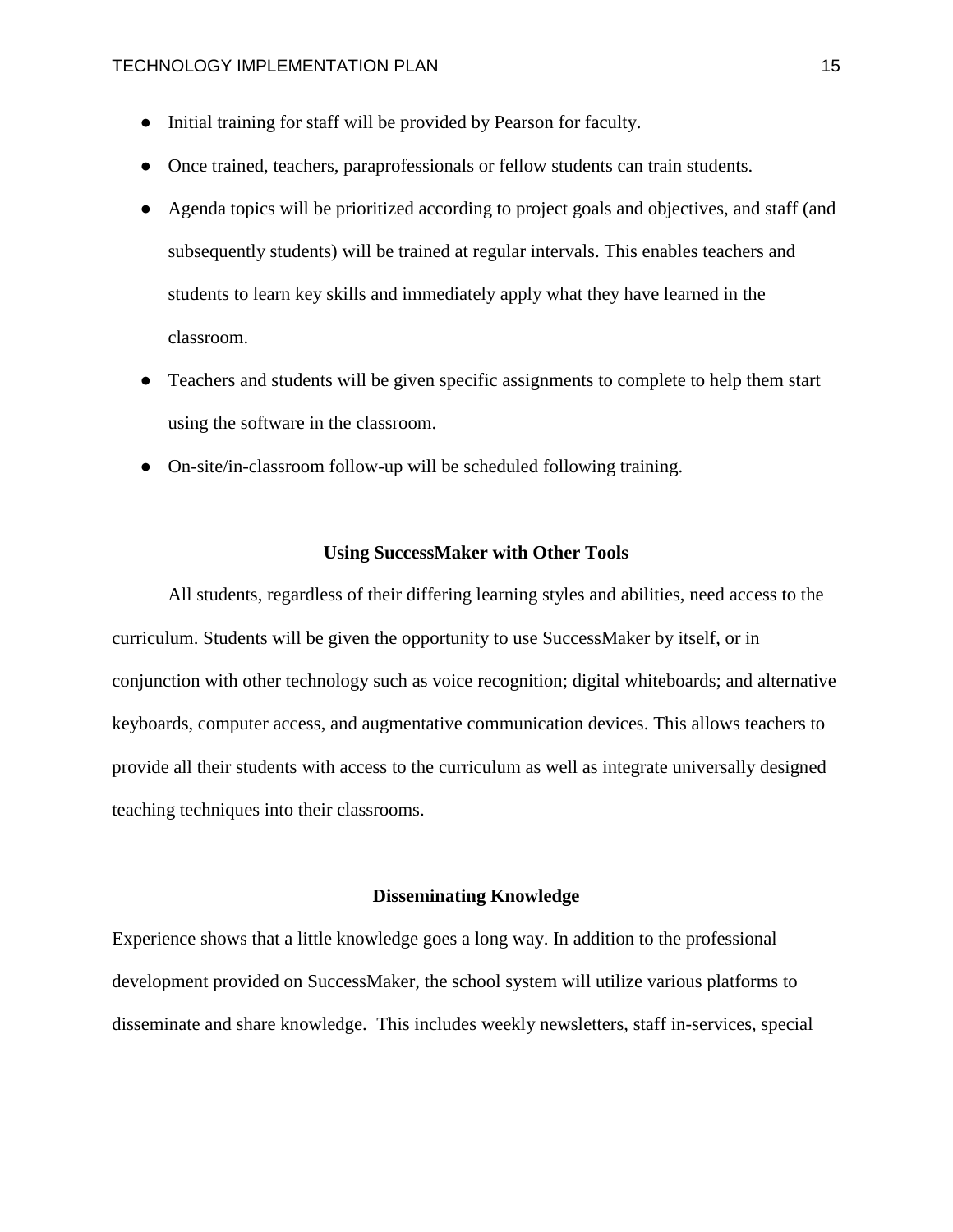- Initial training for staff will be provided by Pearson for faculty.
- Once trained, teachers, paraprofessionals or fellow students can train students.
- Agenda topics will be prioritized according to project goals and objectives, and staff (and subsequently students) will be trained at regular intervals. This enables teachers and students to learn key skills and immediately apply what they have learned in the classroom.
- Teachers and students will be given specific assignments to complete to help them start using the software in the classroom.
- On-site/in-classroom follow-up will be scheduled following training.

## Using SuccessMaker with Other Tools

All students, regardless of their differing learning styles and abilities, need access to the curriculum. Students will be given the opportunity to use SuccessMaker by itself, or in conjunction with other technology such as voice recognition; digital whiteboards; and alternative keyboards, computer access, and augmentative communication devices. This allows teachers to provide all their students with access to the curriculum as well as integrate universally designed teaching techniques into their classrooms.

## Disseminating Knowledge

Experience shows that a little knowledge goes a long way. In addition to the professional development provided on SuccessMaker, the school system will utilize various platforms to disseminate and share knowledge. This includes weekly newsletters, staff in-services, special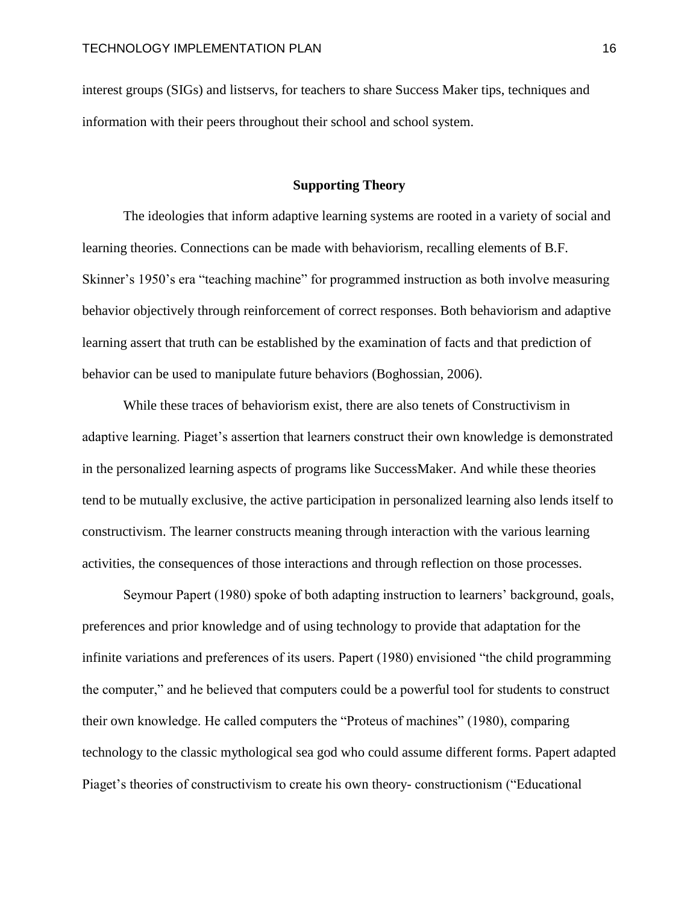interest groups (SIGs) and listservs, for teachers to share Success Maker tips, techniques and information with their peers throughout their school and school system.

## Supporting Theory

The ideologies that inform adaptive learning systems are rooted in a variety of social and learning theories. Connections can be made with behaviorism, recalling elements of B.F. Skinner's 1950's era "teaching machine" for programmed instruction as both involve measuring behavior objectively through reinforcement of correct responses. Both behaviorism and adaptive learning assert that truth can be established by the examination of facts and that prediction of behavior can be used to manipulate future behaviors (Boghossian, 2006).

While these traces of behaviorism exist, there are also tenets of Constructivism in adaptive learning. Piaget's assertion that learners construct their own knowledge is demonstrated in the personalized learning aspects of programs like SuccessMaker. And while these theories tend to be mutually exclusive, the active participation in personalized learning also lends itself to constructivism. The learner constructs meaning through interaction with the various learning activities, the consequences of those interactions and through reflection on those processes.

Seymour Papert (1980) spoke of both adapting instruction to learners' background, goals, preferences and prior knowledge and of using technology to provide that adaptation for the infinite variations and preferences of its users. Papert (1980) envisioned "the child programming the computer," and he believed that computers could be a powerful tool for students to construct their own knowledge. He called computers the "Proteus of machines" (1980), comparing technology to the classic mythological sea god who could assume different forms. Papert adapted Piaget's theories of constructivism to create his own theory- constructionism ("Educational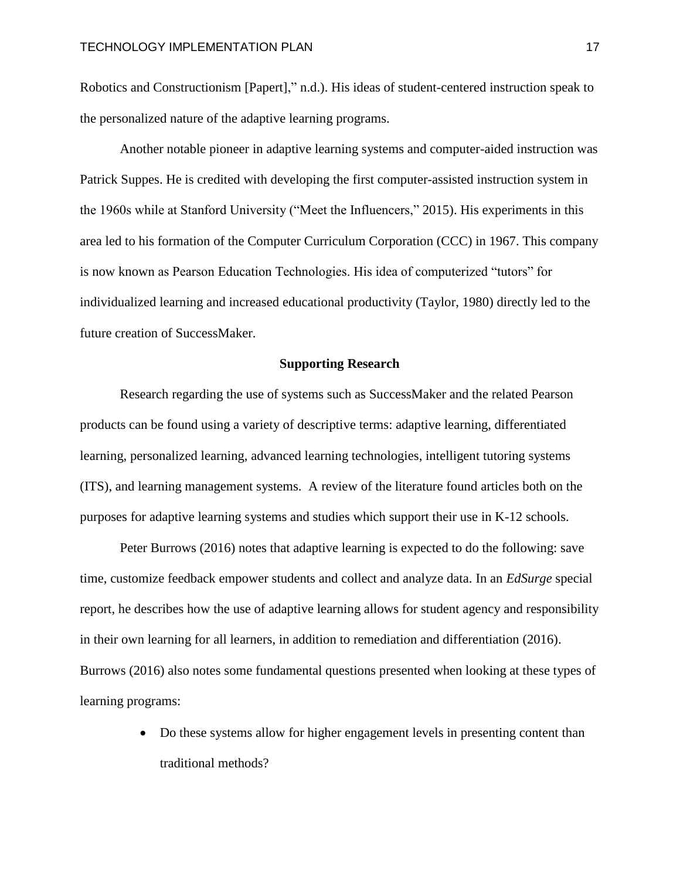Robotics and Constructionism [Papert]," n.d.). His ideas of student-centered instruction speak to the personalized nature of the adaptive learning programs.

Another notable pioneer in adaptive learning systems and computer-aided instruction was Patrick Suppes. He is credited with developing the first computer-assisted instruction system in the 1960s while at Stanford University ("Meet the Influencers," 2015). His experiments in this area led to his formation of the Computer Curriculum Corporation (CCC) in 1967. This company is now known as Pearson Education Technologies. His idea of computerized "tutors" for individualized learning and increased educational productivity (Taylor, 1980) directly led to the future creation of SuccessMaker.

## Supporting Research

Research regarding the use of systems such as SuccessMaker and the related Pearson products can be found using a variety of descriptive terms: adaptive learning, differentiated learning, personalized learning, advanced learning technologies, intelligent tutoring systems (ITS), and learning management systems. A review of the literature found articles both on the purposes for adaptive learning systems and studies which support their use in K-12 schools.

Peter Burrows (2016) notes that adaptive learning is expected to do the following: save time, customize feedback empower students and collect and analyze data. In an *EdSurge* special report, he describes how the use of adaptive learning allows for student agency and responsibility in their own learning for all learners, in addition to remediation and differentiation (2016). Burrows (2016) also notes some fundamental questions presented when looking at these types of learning programs:

- Do these systems allow for higher engagement levels in presenting content than traditional methods?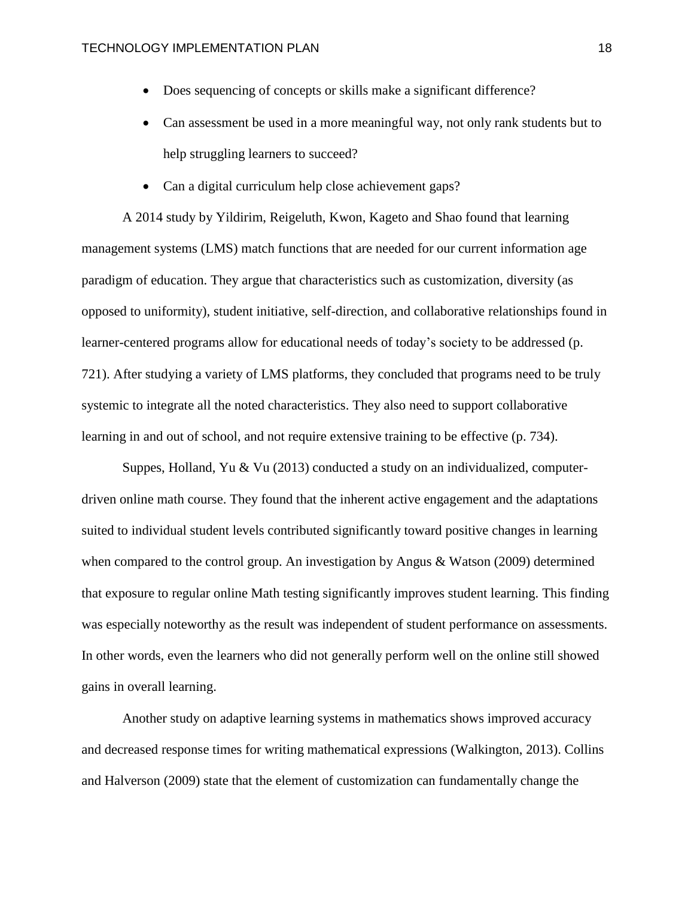- Does sequencing of concepts or skills make a significant difference?
- Can assessment be used in a more meaningful way, not only rank students but to help struggling learners to succeed?
- Can a digital curriculum help close achievement gaps?

A 2014 study by Yildirim, Reigeluth, Kwon, Kageto and Shao found that learning management systems (LMS) match functions that are needed for our current information age paradigm of education. They argue that characteristics such as customization, diversity (as opposed to uniformity), student initiative, self-direction, and collaborative relationships found in learner-centered programs allow for educational needs of today's society to be addressed (p. 721). After studying a variety of LMS platforms, they concluded that programs need to be truly systemic to integrate all the noted characteristics. They also need to support collaborative learning in and out of school, and not require extensive training to be effective (p. 734).

Suppes, Holland, Yu & Vu (2013) conducted a study on an individualized, computer-driven online math course. They found that the inherent active engagement and the adaptations suited to individual student levels contributed significantly toward positive changes in learning when compared to the control group. An investigation by Angus & Watson (2009) determined that exposure to regular online Math testing significantly improves student learning. This finding was especially noteworthy as the result was independent of student performance on assessments. In other words, even the learners who did not generally perform well on the online still showed gains in overall learning.

Another study on adaptive learning systems in mathematics shows improved accuracy and decreased response times for writing mathematical expressions (Walkington, 2013). Collins and Halverson (2009) state that the element of customization can fundamentally change the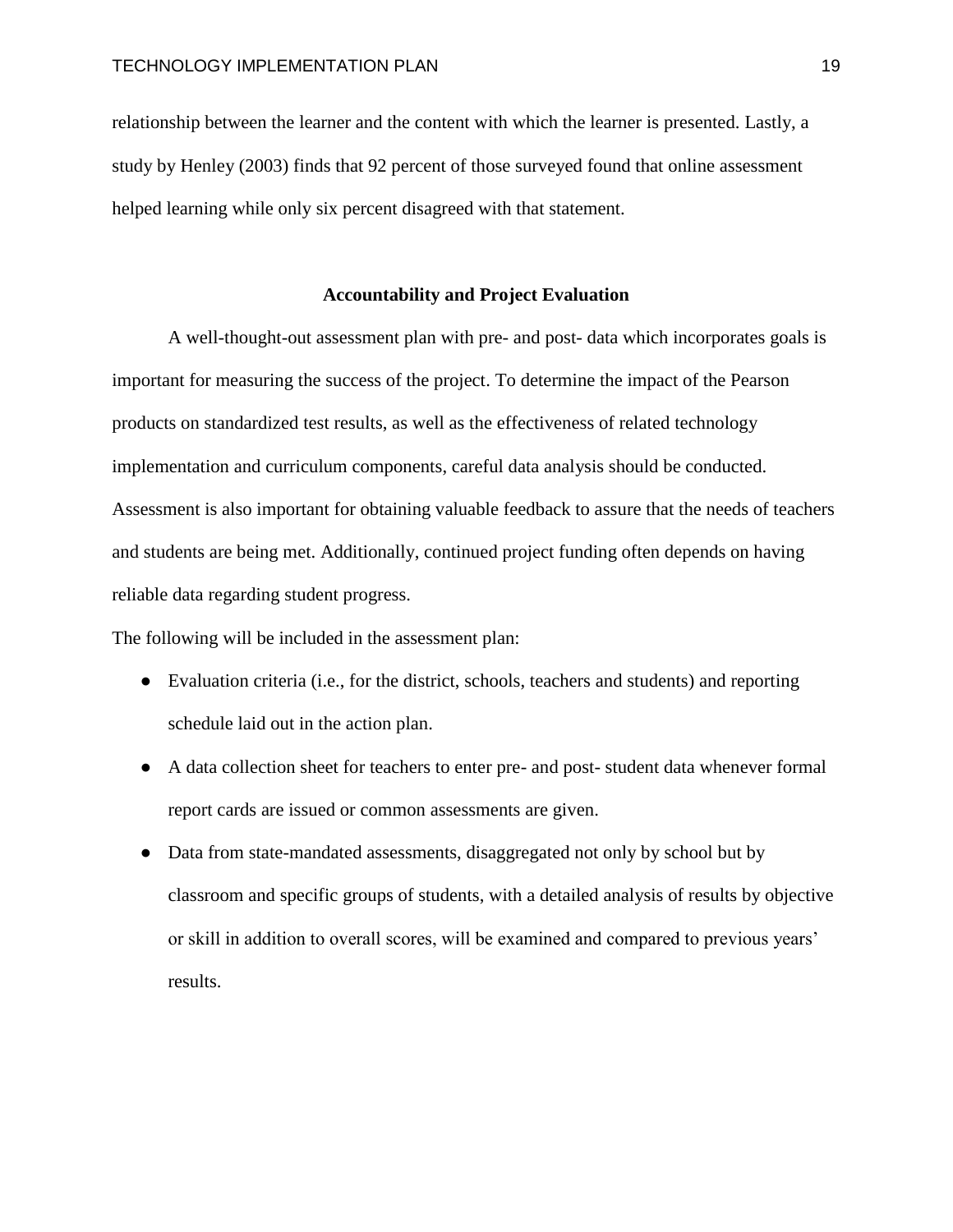relationship between the learner and the content with which the learner is presented. Lastly, a study by Henley (2003) finds that 92 percent of those surveyed found that online assessment helped learning while only six percent disagreed with that statement.

## Accountability and Project Evaluation

A well-thought-out assessment plan with pre- and post- data which incorporates goals is important for measuring the success of the project. To determine the impact of the Pearson products on standardized test results, as well as the effectiveness of related technology implementation and curriculum components, careful data analysis should be conducted. Assessment is also important for obtaining valuable feedback to assure that the needs of teachers and students are being met. Additionally, continued project funding often depends on having reliable data regarding student progress.

The following will be included in the assessment plan:

- Evaluation criteria (i.e., for the district, schools, teachers and students) and reporting schedule laid out in the action plan.
- A data collection sheet for teachers to enter pre- and post- student data whenever formal report cards are issued or common assessments are given.
- Data from state-mandated assessments, disaggregated not only by school but by classroom and specific groups of students, with a detailed analysis of results by objective or skill in addition to overall scores, will be examined and compared to previous years' results.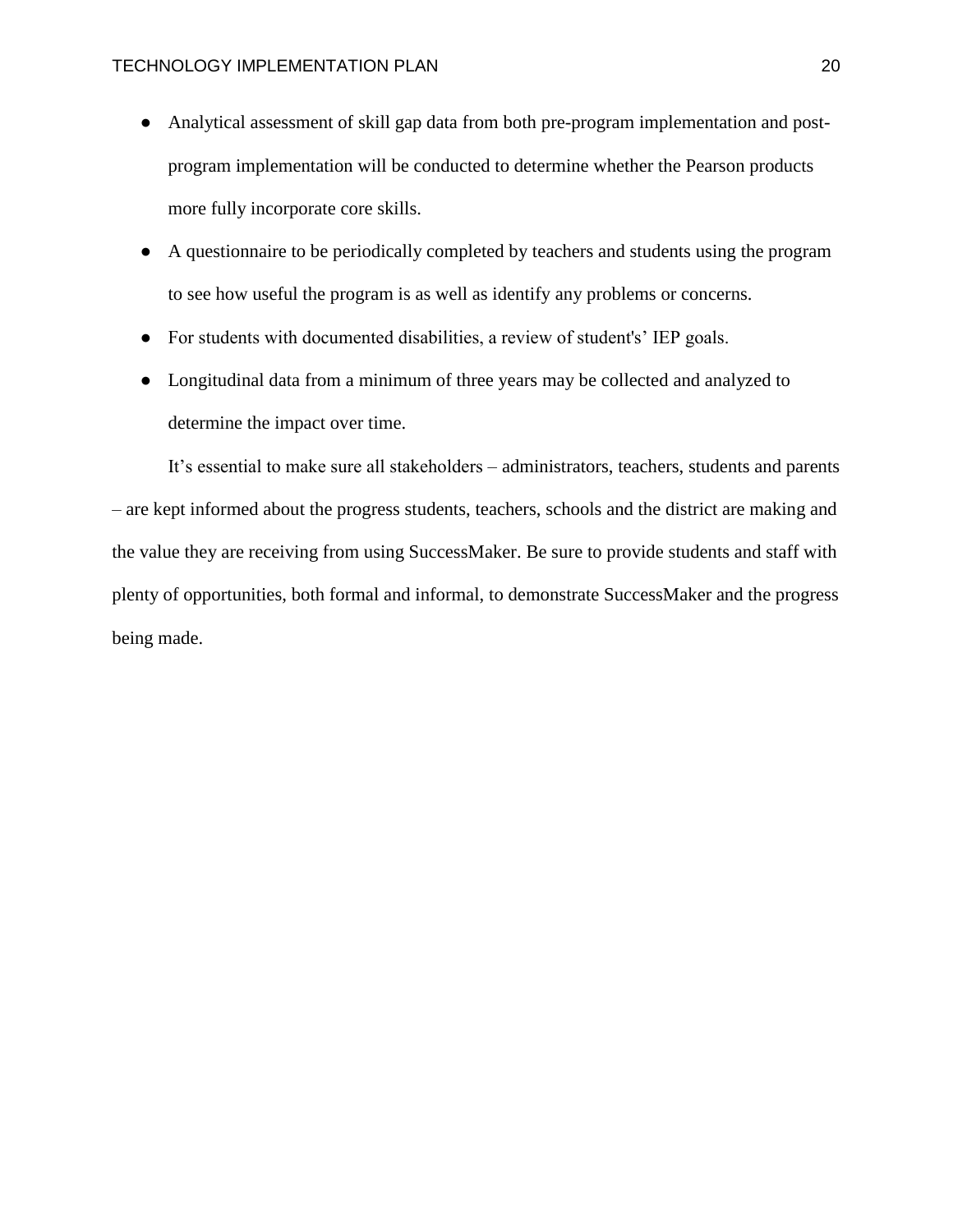- Analytical assessment of skill gap data from both pre-program implementation and post-program implementation will be conducted to determine whether the Pearson products more fully incorporate core skills.
- A questionnaire to be periodically completed by teachers and students using the program to see how useful the program is as well as identify any problems or concerns.
- For students with documented disabilities, a review of student's' IEP goals.
- Longitudinal data from a minimum of three years may be collected and analyzed to determine the impact over time.

It's essential to make sure all stakeholders – administrators, teachers, students and parents – are kept informed about the progress students, teachers, schools and the district are making and the value they are receiving from using SuccessMaker. Be sure to provide students and staff with plenty of opportunities, both formal and informal, to demonstrate SuccessMaker and the progress being made.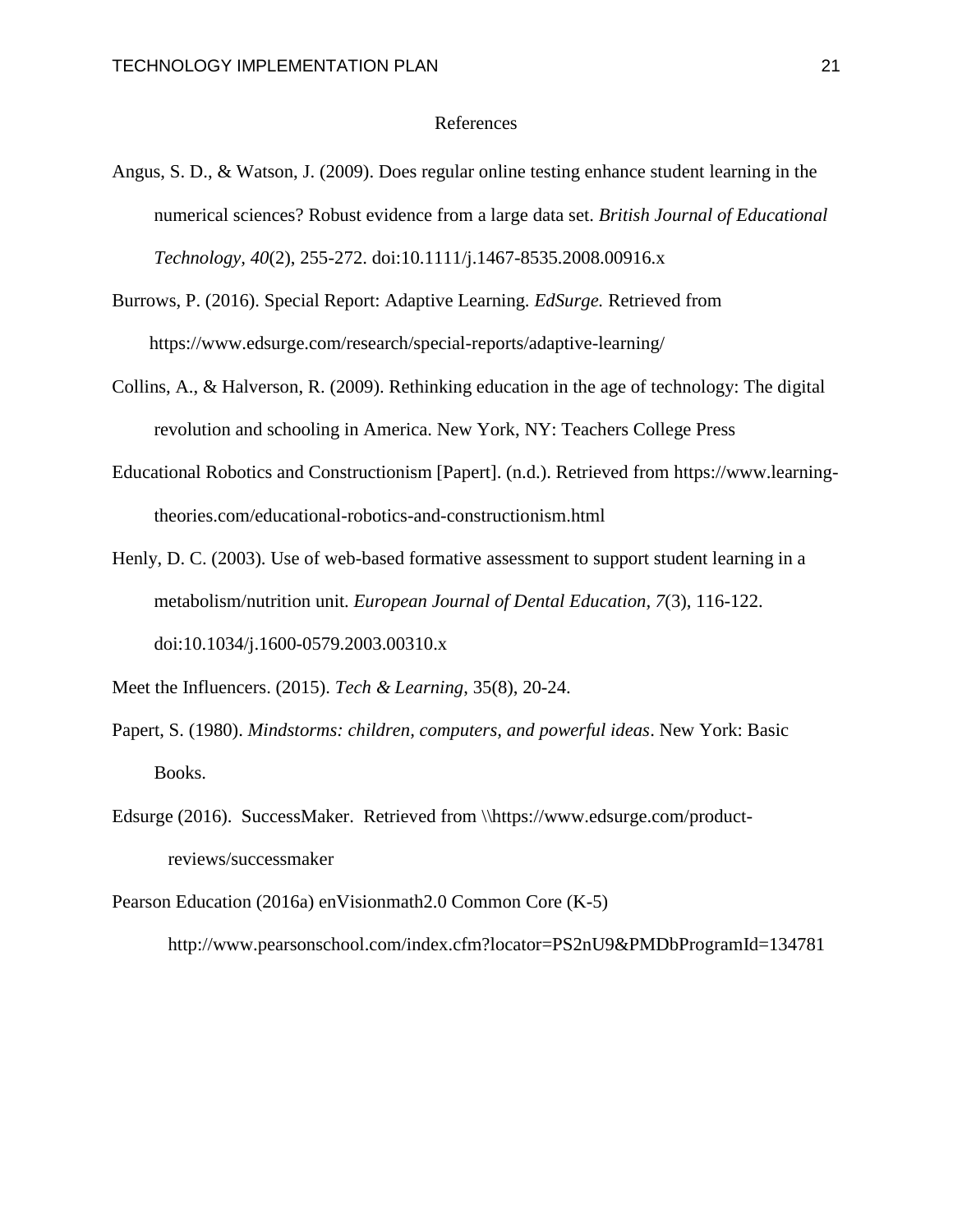# References

Angus, S. D., & Watson, J. (2009). Does regular online testing enhance student learning in the numerical sciences? Robust evidence from a large data set. *British Journal of Educational Technology*, *40*(2), 255-272. doi:10.1111/j.1467-8535.2008.00916.x

Burrows, P. (2016). Special Report: Adaptive Learning. *EdSurge.* Retrieved from https://www.edsurge.com/research/special-reports/adaptive-learning/

Collins, A., & Halverson, R. (2009). Rethinking education in the age of technology: The digital revolution and schooling in America. New York, NY: Teachers College Press

Educational Robotics and Constructionism [Papert]. (n.d.). Retrieved from https://www.learning-theories.com/educational-robotics-and-constructionism.html

Henly, D. C. (2003). Use of web-based formative assessment to support student learning in a metabolism/nutrition unit. *European Journal of Dental Education*, *7*(3), 116-122. doi:10.1034/j.1600-0579.2003.00310.x

Meet the Influencers. (2015). *Tech & Learning*, 35(8), 20-24.

Papert, S. (1980). *Mindstorms: children, computers, and powerful ideas*. New York: Basic Books.

Edsurge (2016). SuccessMaker. Retrieved from \\https://www.edsurge.com/product-reviews/successmaker

Pearson Education (2016a) enVisionmath2.0 Common Core (K-5) http://www.pearsonschool.com/index.cfm?locator=PS2nU9&PMDbProgramId=134781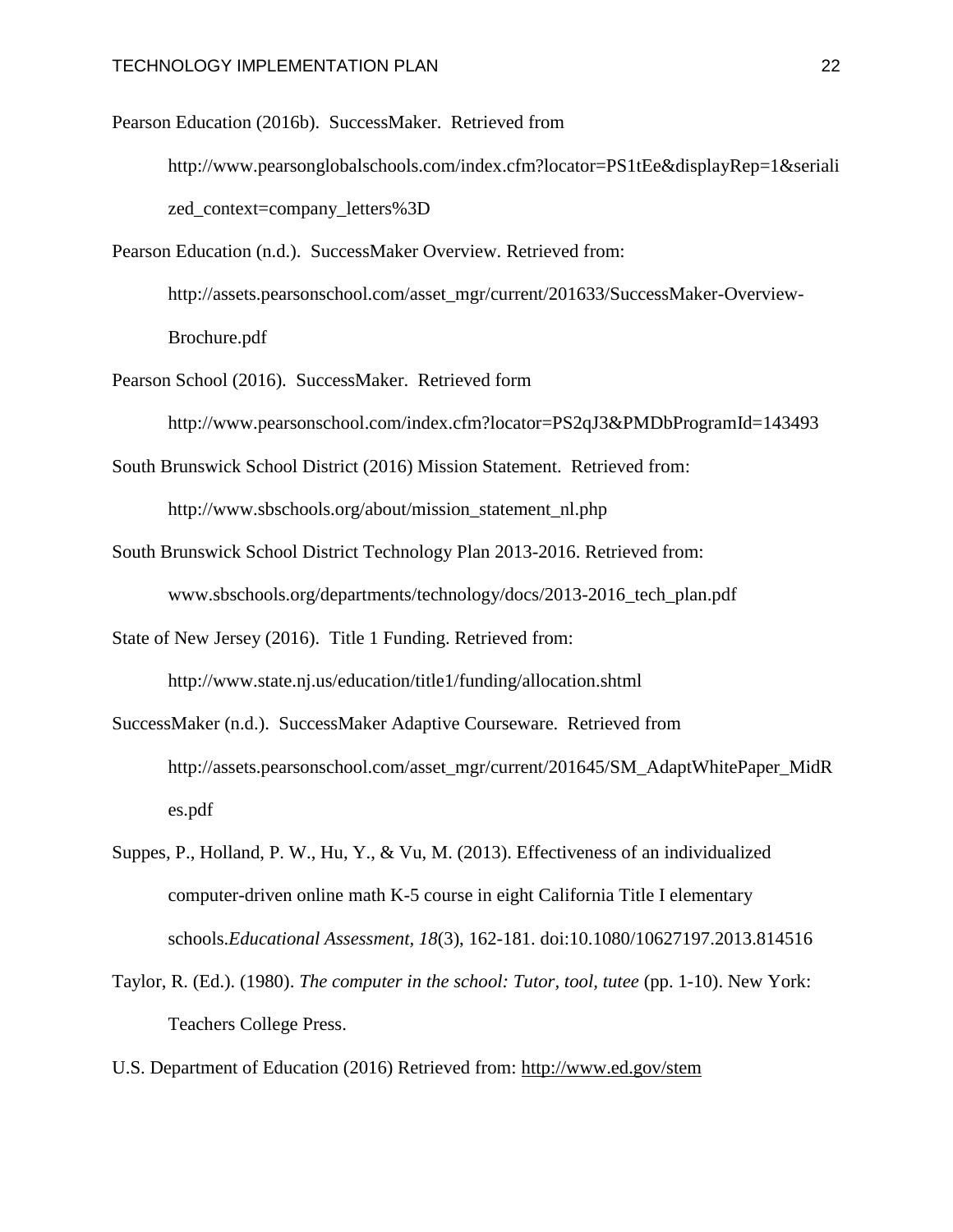Pearson Education (2016b). SuccessMaker. Retrieved from http://www.pearsonglobalschools.com/index.cfm?locator=PS1tEe&displayRep=1&serialized_context=company_letters%3D

Pearson Education (n.d.). SuccessMaker Overview. Retrieved from: http://assets.pearsonschool.com/asset_mgr/current/201633/SuccessMaker-Overview-Brochure.pdf

Pearson School (2016). SuccessMaker. Retrieved form http://www.pearsonschool.com/index.cfm?locator=PS2qJ3&PMDbProgramId=143493

South Brunswick School District (2016) Mission Statement. Retrieved from: http://www.sbschools.org/about/mission_statement_nl.php

South Brunswick School District Technology Plan 2013-2016. Retrieved from: www.sbschools.org/departments/technology/docs/2013-2016_tech_plan.pdf

State of New Jersey (2016). Title 1 Funding. Retrieved from: http://www.state.nj.us/education/title1/funding/allocation.shtml

SuccessMaker (n.d.). SuccessMaker Adaptive Courseware. Retrieved from http://assets.pearsonschool.com/asset_mgr/current/201645/SM_AdaptWhitePaper_MidRes.pdf

Suppes, P., Holland, P. W., Hu, Y., & Vu, M. (2013). Effectiveness of an individualized computer-driven online math K-5 course in eight California Title I elementary schools.*Educational Assessment*, *18*(3), 162-181. doi:10.1080/10627197.2013.814516

Taylor, R. (Ed.). (1980). *The computer in the school: Tutor, tool, tutee* (pp. 1-10). New York: Teachers College Press.

U.S. Department of Education (2016) Retrieved from: http://www.ed.gov/stem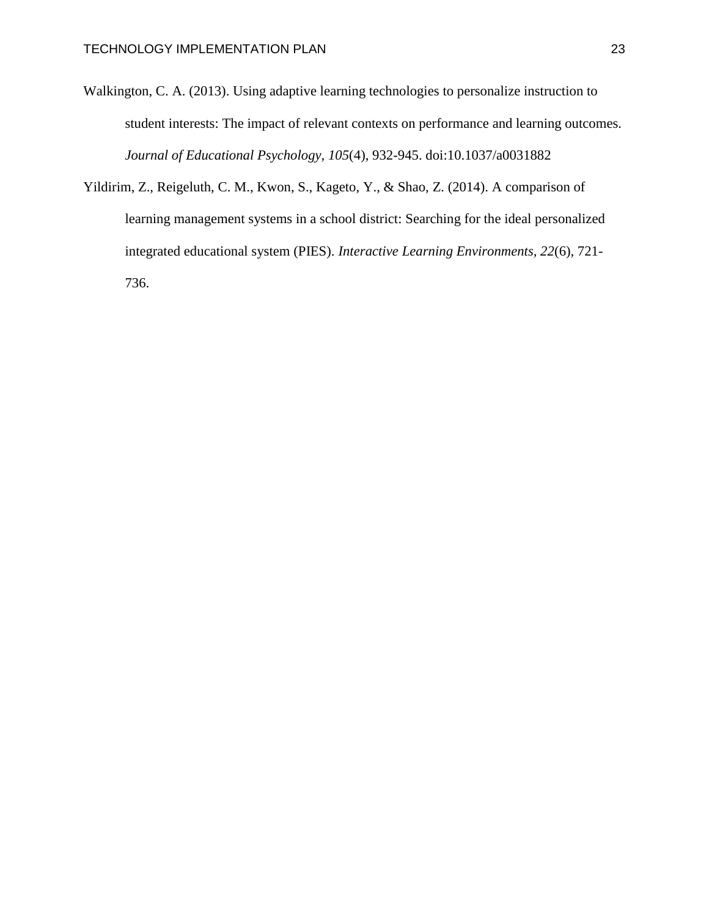Walkington, C. A. (2013). Using adaptive learning technologies to personalize instruction to student interests: The impact of relevant contexts on performance and learning outcomes. *Journal of Educational Psychology*, *105*(4), 932-945. doi:10.1037/a0031882

Yildirim, Z., Reigeluth, C. M., Kwon, S., Kageto, Y., & Shao, Z. (2014). A comparison of learning management systems in a school district: Searching for the ideal personalized integrated educational system (PIES). *Interactive Learning Environments*, *22*(6), 721-736.